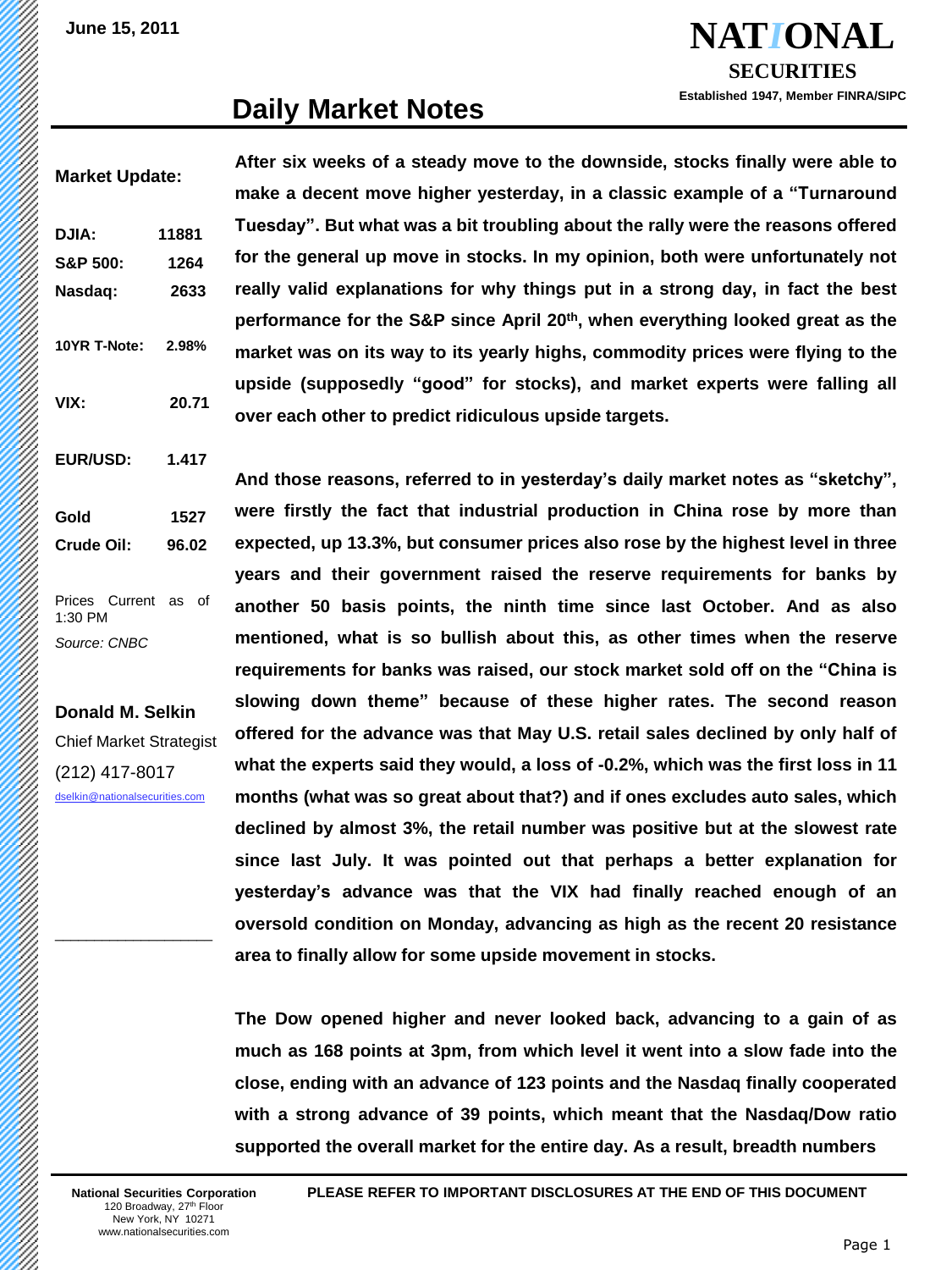June 15, 2011

**NATIONAL SECURITIES**
Established 1947, Member FINRA/SIPC

# Daily Market Notes

**Market Update:**

| | |
|---|---|
| **DJIA:** | **11881** |
| **S&P 500:** | **1264** |
| **Nasdaq:** | **2633** |
| **10YR T-Note:** | **2.98%** |
| **VIX:** | **20.71** |
| **EUR/USD:** | **1.417** |
| **Gold** | **1527** |
| **Crude Oil:** | **96.02** |

Prices Current as of 1:30 PM

*Source: CNBC*

**Donald M. Selkin**
Chief Market Strategist
(212) 417-8017
dselkin@nationalsecurities.com

**After six weeks of a steady move to the downside, stocks finally were able to make a decent move higher yesterday, in a classic example of a "Turnaround Tuesday". But what was a bit troubling about the rally were the reasons offered for the general up move in stocks. In my opinion, both were unfortunately not really valid explanations for why things put in a strong day, in fact the best performance for the S&P since April 20th, when everything looked great as the market was on its way to its yearly highs, commodity prices were flying to the upside (supposedly "good" for stocks), and market experts were falling all over each other to predict ridiculous upside targets.**

**And those reasons, referred to in yesterday's daily market notes as "sketchy", were firstly the fact that industrial production in China rose by more than expected, up 13.3%, but consumer prices also rose by the highest level in three years and their government raised the reserve requirements for banks by another 50 basis points, the ninth time since last October. And as also mentioned, what is so bullish about this, as other times when the reserve requirements for banks was raised, our stock market sold off on the "China is slowing down theme" because of these higher rates. The second reason offered for the advance was that May U.S. retail sales declined by only half of what the experts said they would, a loss of -0.2%, which was the first loss in 11 months (what was so great about that?) and if ones excludes auto sales, which declined by almost 3%, the retail number was positive but at the slowest rate since last July. It was pointed out that perhaps a better explanation for yesterday's advance was that the VIX had finally reached enough of an oversold condition on Monday, advancing as high as the recent 20 resistance area to finally allow for some upside movement in stocks.**

**The Dow opened higher and never looked back, advancing to a gain of as much as 168 points at 3pm, from which level it went into a slow fade into the close, ending with an advance of 123 points and the Nasdaq finally cooperated with a strong advance of 39 points, which meant that the Nasdaq/Dow ratio supported the overall market for the entire day. As a result, breadth numbers**

National Securities Corporation
120 Broadway, 27th Floor
New York, NY 10271
www.nationalsecurities.com

**PLEASE REFER TO IMPORTANT DISCLOSURES AT THE END OF THIS DOCUMENT**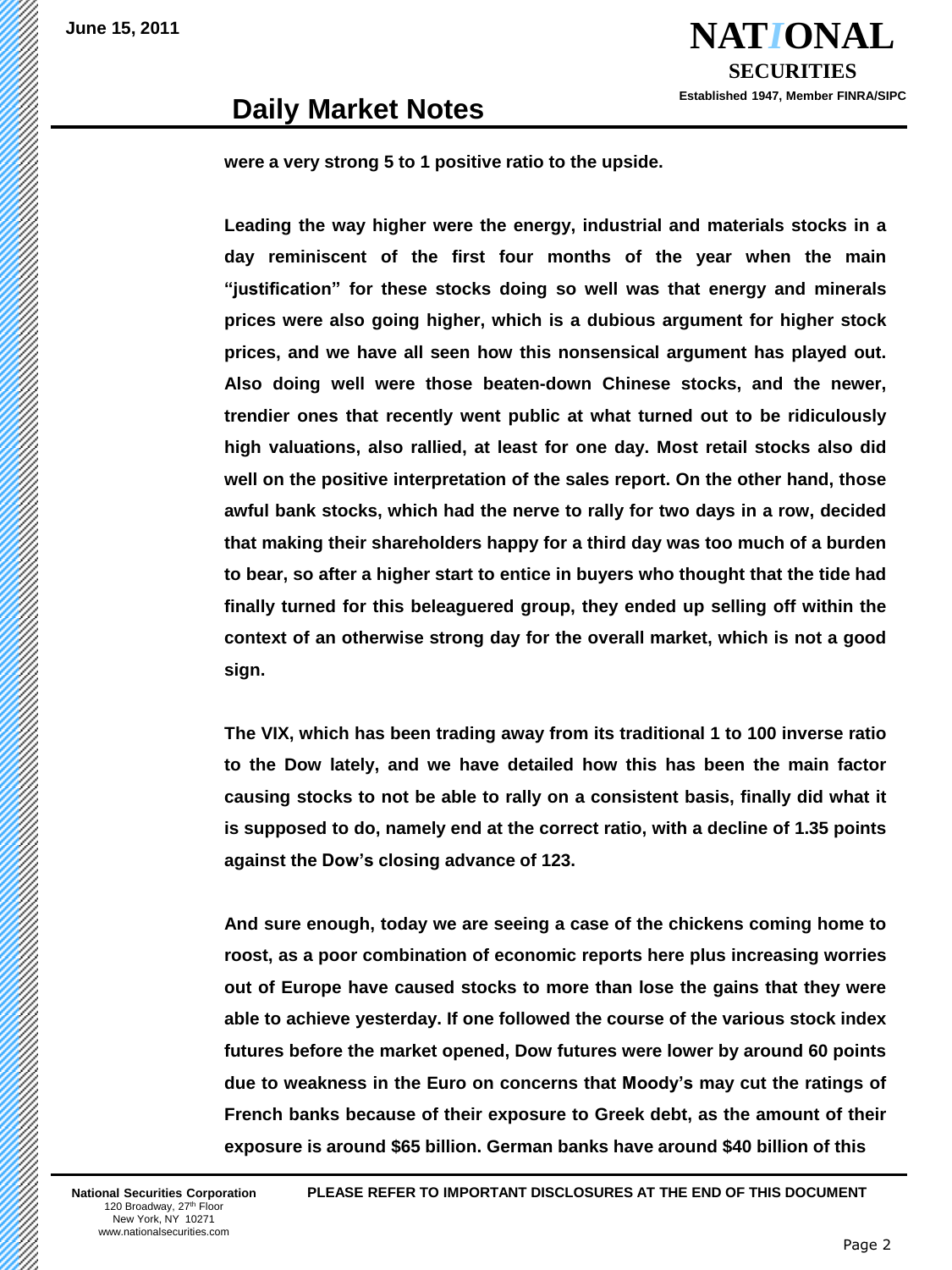**were a very strong 5 to 1 positive ratio to the upside.**

**Leading the way higher were the energy, industrial and materials stocks in a day reminiscent of the first four months of the year when the main "justification" for these stocks doing so well was that energy and minerals prices were also going higher, which is a dubious argument for higher stock prices, and we have all seen how this nonsensical argument has played out. Also doing well were those beaten-down Chinese stocks, and the newer, trendier ones that recently went public at what turned out to be ridiculously high valuations, also rallied, at least for one day. Most retail stocks also did well on the positive interpretation of the sales report. On the other hand, those awful bank stocks, which had the nerve to rally for two days in a row, decided that making their shareholders happy for a third day was too much of a burden to bear, so after a higher start to entice in buyers who thought that the tide had finally turned for this beleaguered group, they ended up selling off within the context of an otherwise strong day for the overall market, which is not a good sign.**

**The VIX, which has been trading away from its traditional 1 to 100 inverse ratio to the Dow lately, and we have detailed how this has been the main factor causing stocks to not be able to rally on a consistent basis, finally did what it is supposed to do, namely end at the correct ratio, with a decline of 1.35 points against the Dow's closing advance of 123.**

**And sure enough, today we are seeing a case of the chickens coming home to roost, as a poor combination of economic reports here plus increasing worries out of Europe have caused stocks to more than lose the gains that they were able to achieve yesterday. If one followed the course of the various stock index futures before the market opened, Dow futures were lower by around 60 points due to weakness in the Euro on concerns that Moody's may cut the ratings of French banks because of their exposure to Greek debt, as the amount of their exposure is around $65 billion. German banks have around $40 billion of this**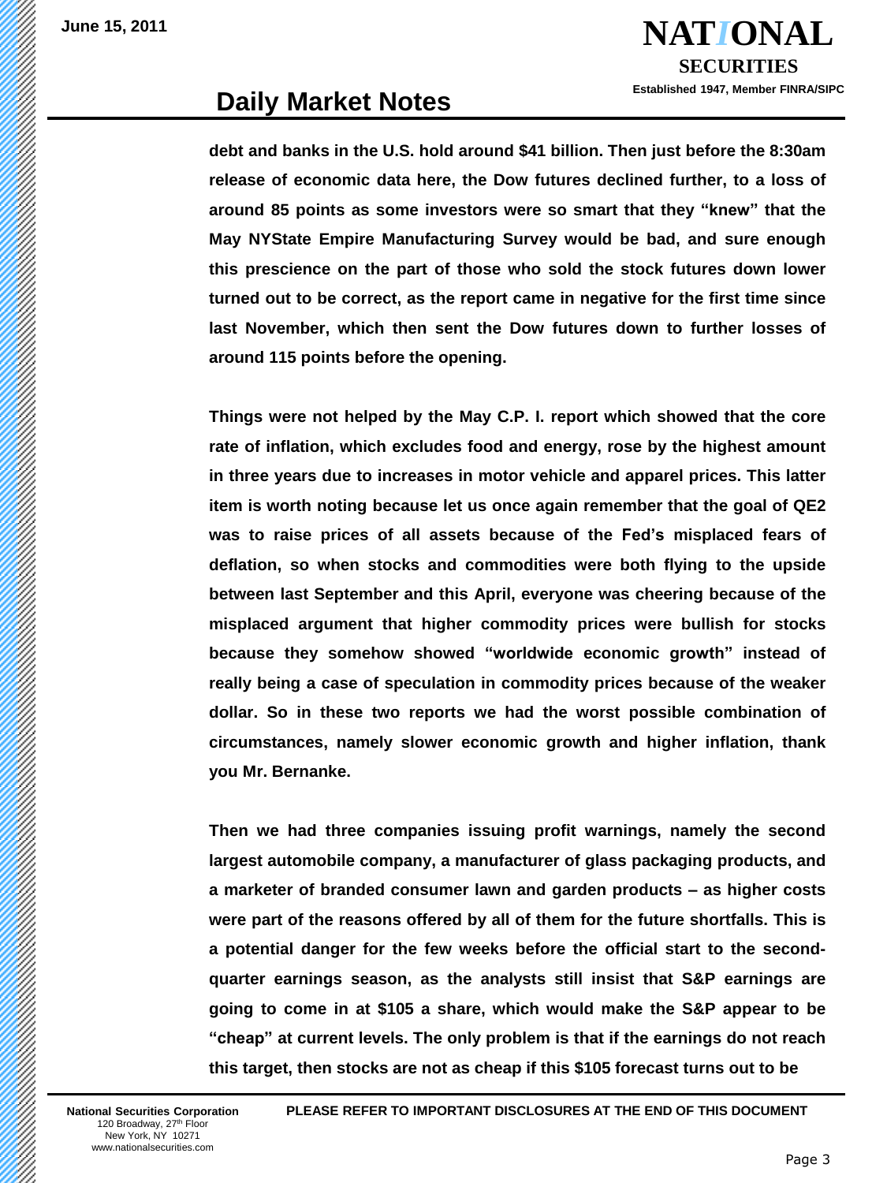debt and banks in the U.S. hold around $41 billion. Then just before the 8:30am release of economic data here, the Dow futures declined further, to a loss of around 85 points as some investors were so smart that they "knew" that the May NYState Empire Manufacturing Survey would be bad, and sure enough this prescience on the part of those who sold the stock futures down lower turned out to be correct, as the report came in negative for the first time since last November, which then sent the Dow futures down to further losses of around 115 points before the opening.

Things were not helped by the May C.P. I. report which showed that the core rate of inflation, which excludes food and energy, rose by the highest amount in three years due to increases in motor vehicle and apparel prices. This latter item is worth noting because let us once again remember that the goal of QE2 was to raise prices of all assets because of the Fed's misplaced fears of deflation, so when stocks and commodities were both flying to the upside between last September and this April, everyone was cheering because of the misplaced argument that higher commodity prices were bullish for stocks because they somehow showed "worldwide economic growth" instead of really being a case of speculation in commodity prices because of the weaker dollar. So in these two reports we had the worst possible combination of circumstances, namely slower economic growth and higher inflation, thank you Mr. Bernanke.

Then we had three companies issuing profit warnings, namely the second largest automobile company, a manufacturer of glass packaging products, and a marketer of branded consumer lawn and garden products – as higher costs were part of the reasons offered by all of them for the future shortfalls. This is a potential danger for the few weeks before the official start to the second-quarter earnings season, as the analysts still insist that S&P earnings are going to come in at $105 a share, which would make the S&P appear to be "cheap" at current levels. The only problem is that if the earnings do not reach this target, then stocks are not as cheap if this $105 forecast turns out to be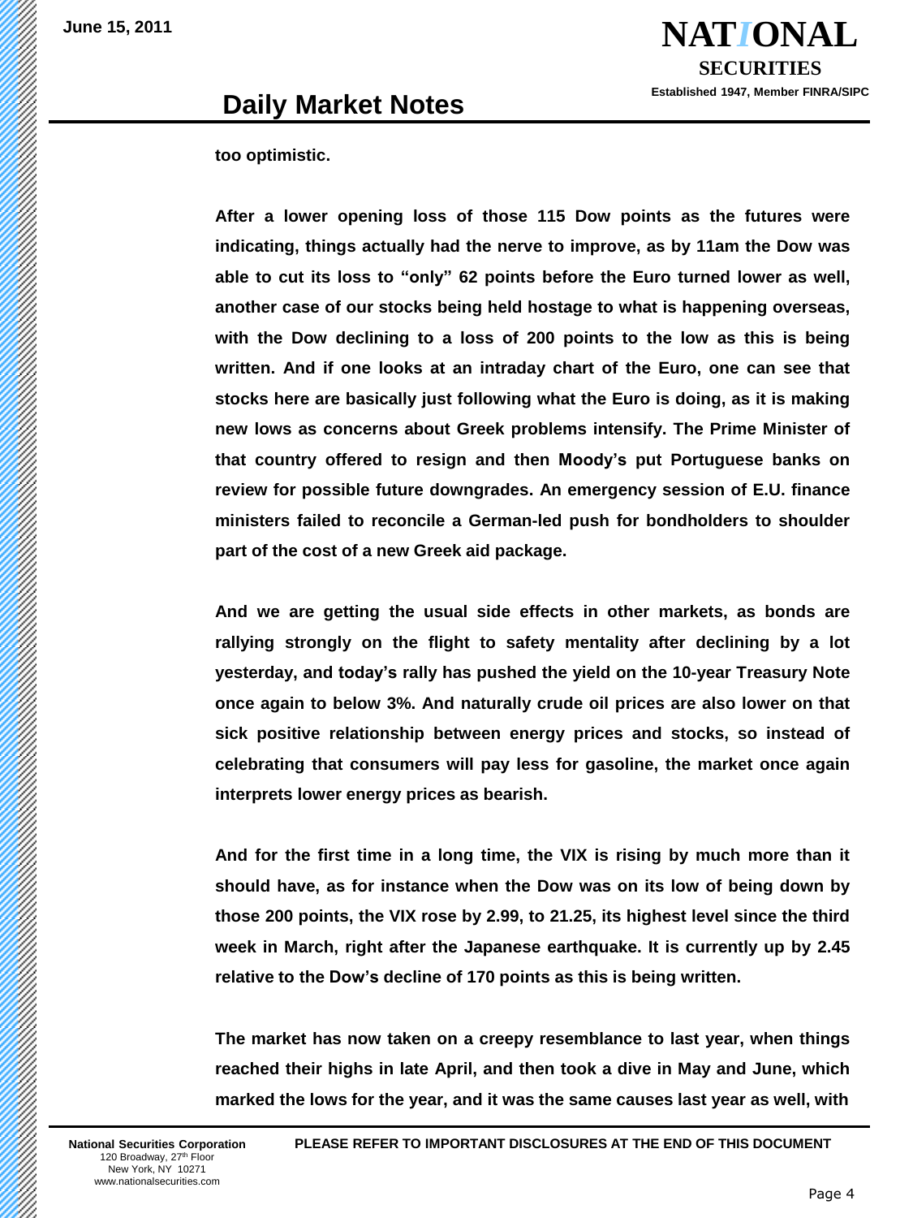**too optimistic.**

**After a lower opening loss of those 115 Dow points as the futures were indicating, things actually had the nerve to improve, as by 11am the Dow was able to cut its loss to "only" 62 points before the Euro turned lower as well, another case of our stocks being held hostage to what is happening overseas, with the Dow declining to a loss of 200 points to the low as this is being written. And if one looks at an intraday chart of the Euro, one can see that stocks here are basically just following what the Euro is doing, as it is making new lows as concerns about Greek problems intensify. The Prime Minister of that country offered to resign and then Moody's put Portuguese banks on review for possible future downgrades. An emergency session of E.U. finance ministers failed to reconcile a German-led push for bondholders to shoulder part of the cost of a new Greek aid package.**

**And we are getting the usual side effects in other markets, as bonds are rallying strongly on the flight to safety mentality after declining by a lot yesterday, and today's rally has pushed the yield on the 10-year Treasury Note once again to below 3%. And naturally crude oil prices are also lower on that sick positive relationship between energy prices and stocks, so instead of celebrating that consumers will pay less for gasoline, the market once again interprets lower energy prices as bearish.**

**And for the first time in a long time, the VIX is rising by much more than it should have, as for instance when the Dow was on its low of being down by those 200 points, the VIX rose by 2.99, to 21.25, its highest level since the third week in March, right after the Japanese earthquake. It is currently up by 2.45 relative to the Dow's decline of 170 points as this is being written.**

**The market has now taken on a creepy resemblance to last year, when things reached their highs in late April, and then took a dive in May and June, which marked the lows for the year, and it was the same causes last year as well, with**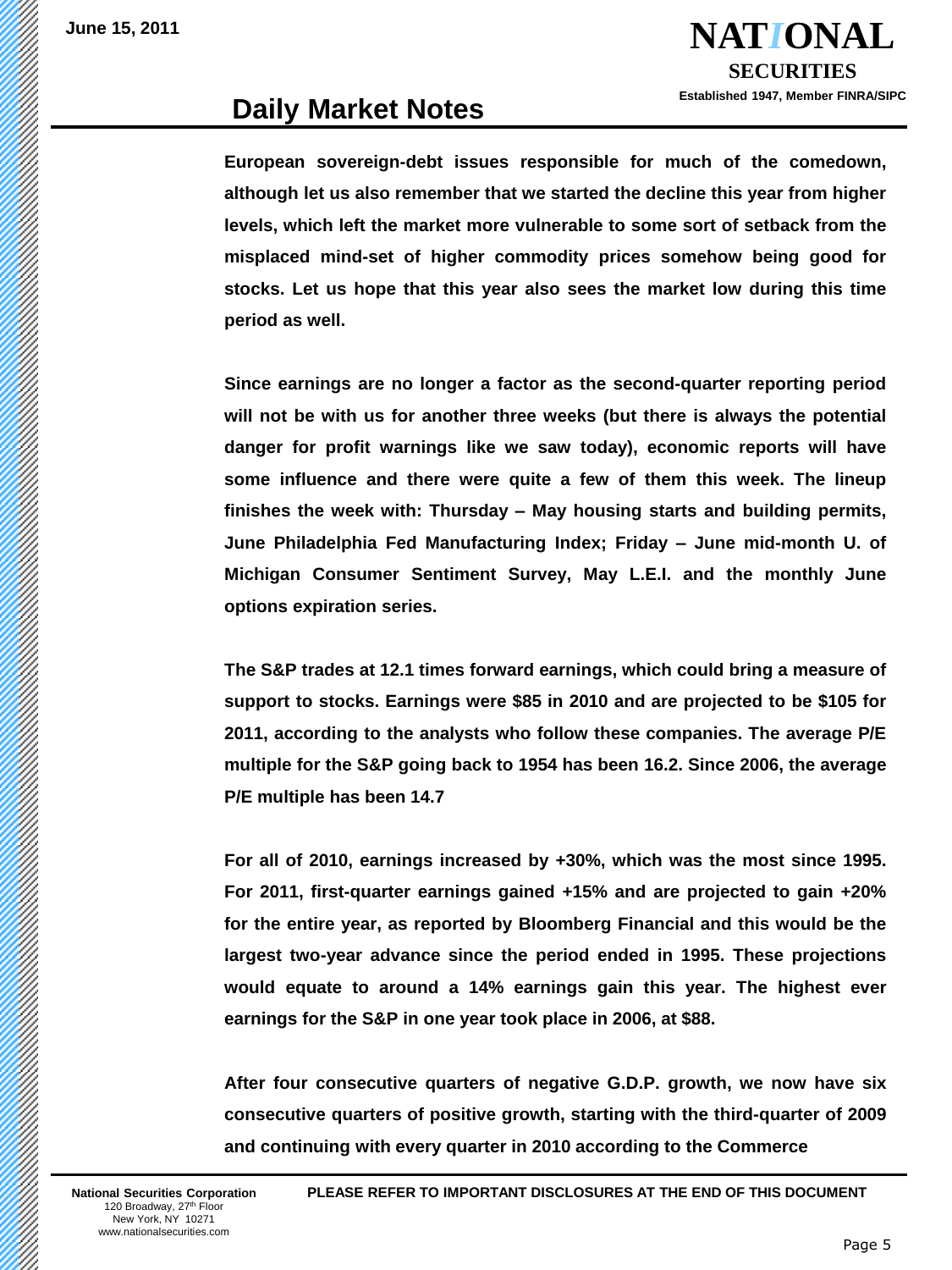**European sovereign-debt issues responsible for much of the comedown, although let us also remember that we started the decline this year from higher levels, which left the market more vulnerable to some sort of setback from the misplaced mind-set of higher commodity prices somehow being good for stocks. Let us hope that this year also sees the market low during this time period as well.**

**Since earnings are no longer a factor as the second-quarter reporting period will not be with us for another three weeks (but there is always the potential danger for profit warnings like we saw today), economic reports will have some influence and there were quite a few of them this week. The lineup finishes the week with: Thursday – May housing starts and building permits, June Philadelphia Fed Manufacturing Index; Friday – June mid-month U. of Michigan Consumer Sentiment Survey, May L.E.I. and the monthly June options expiration series.**

**The S&P trades at 12.1 times forward earnings, which could bring a measure of support to stocks. Earnings were $85 in 2010 and are projected to be $105 for 2011, according to the analysts who follow these companies. The average P/E multiple for the S&P going back to 1954 has been 16.2. Since 2006, the average P/E multiple has been 14.7**

**For all of 2010, earnings increased by +30%, which was the most since 1995. For 2011, first-quarter earnings gained +15% and are projected to gain +20% for the entire year, as reported by Bloomberg Financial and this would be the largest two-year advance since the period ended in 1995. These projections would equate to around a 14% earnings gain this year. The highest ever earnings for the S&P in one year took place in 2006, at $88.**

**After four consecutive quarters of negative G.D.P. growth, we now have six consecutive quarters of positive growth, starting with the third-quarter of 2009 and continuing with every quarter in 2010 according to the Commerce**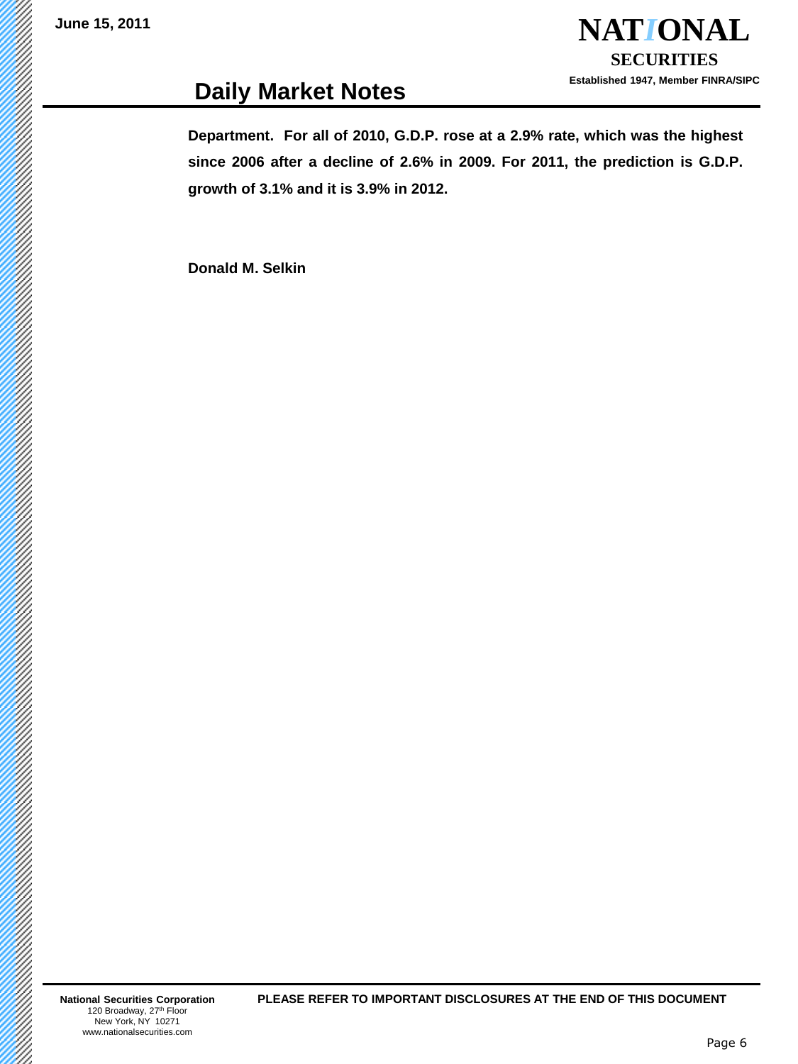**Department. For all of 2010, G.D.P. rose at a 2.9% rate, which was the highest since 2006 after a decline of 2.6% in 2009. For 2011, the prediction is G.D.P. growth of 3.1% and it is 3.9% in 2012.**

**Donald M. Selkin**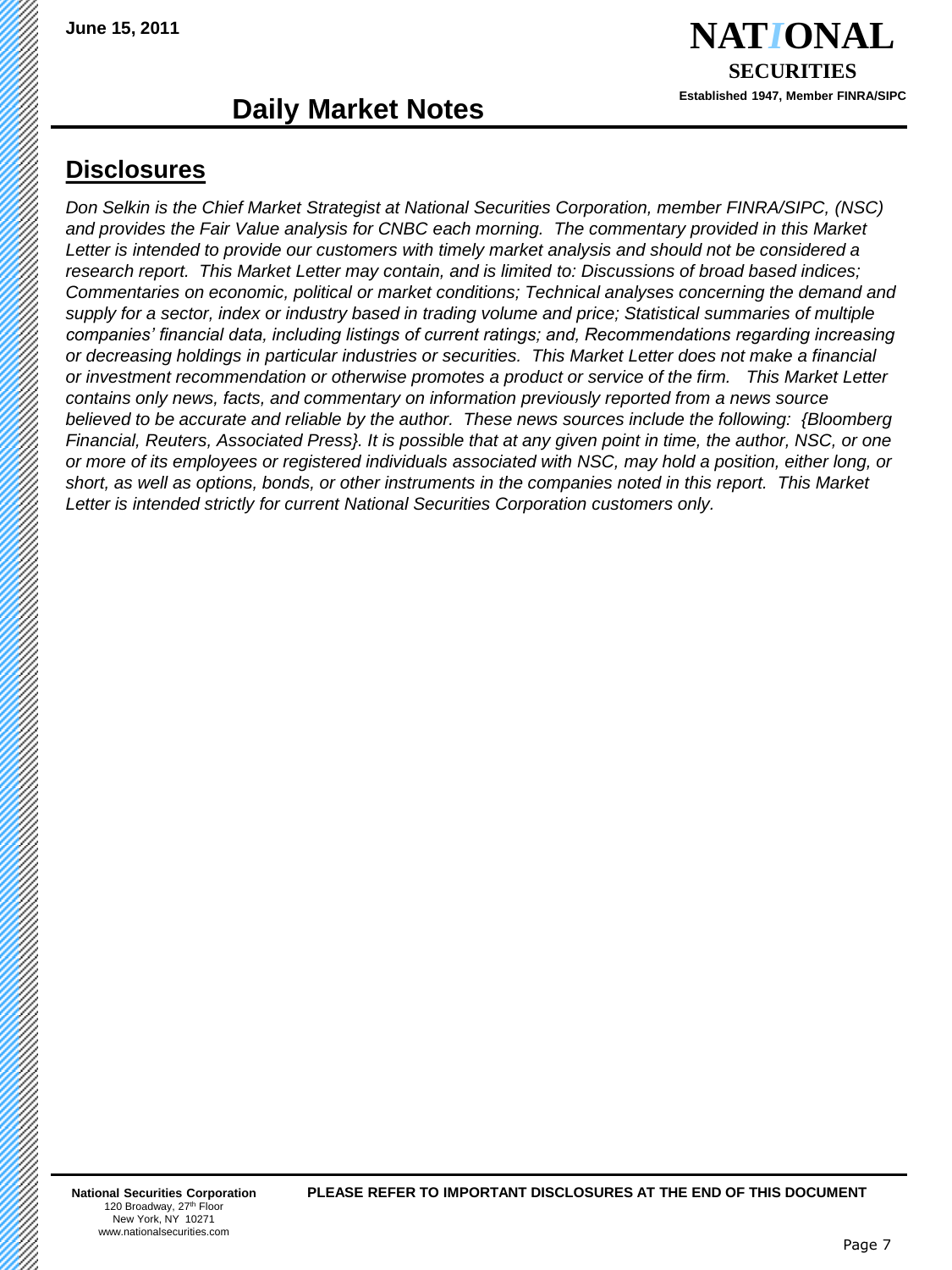## Disclosures

*Don Selkin is the Chief Market Strategist at National Securities Corporation, member FINRA/SIPC, (NSC) and provides the Fair Value analysis for CNBC each morning. The commentary provided in this Market Letter is intended to provide our customers with timely market analysis and should not be considered a research report. This Market Letter may contain, and is limited to: Discussions of broad based indices; Commentaries on economic, political or market conditions; Technical analyses concerning the demand and supply for a sector, index or industry based in trading volume and price; Statistical summaries of multiple companies' financial data, including listings of current ratings; and, Recommendations regarding increasing or decreasing holdings in particular industries or securities. This Market Letter does not make a financial or investment recommendation or otherwise promotes a product or service of the firm. This Market Letter contains only news, facts, and commentary on information previously reported from a news source believed to be accurate and reliable by the author. These news sources include the following: {Bloomberg Financial, Reuters, Associated Press}. It is possible that at any given point in time, the author, NSC, or one or more of its employees or registered individuals associated with NSC, may hold a position, either long, or short, as well as options, bonds, or other instruments in the companies noted in this report. This Market Letter is intended strictly for current National Securities Corporation customers only.*